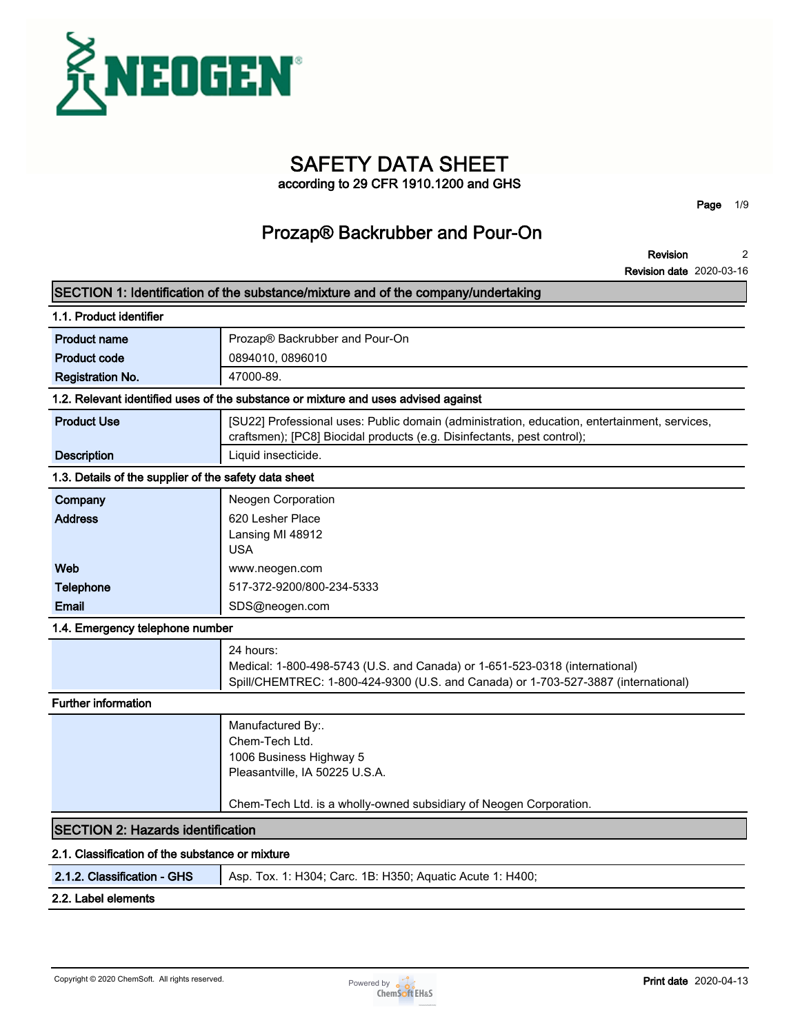# SAFETY DATA SHEET

according to 29 CFR 1910.1200 and GHS

## Prozap® Backrubber and Pour-On

**Revision** 2
**Revision date** 2020-03-16

## SECTION 1: Identification of the substance/mixture and of the company/undertaking

### 1.1. Product identifier

| | |
|---|---|
| **Product name** | Prozap® Backrubber and Pour-On |
| **Product code** | 0894010, 0896010 |
| **Registration No.** | 47000-89. |

### 1.2. Relevant identified uses of the substance or mixture and uses advised against

| | |
|---|---|
| **Product Use** | [SU22] Professional uses: Public domain (administration, education, entertainment, services, craftsmen); [PC8] Biocidal products (e.g. Disinfectants, pest control); |
| **Description** | Liquid insecticide. |

### 1.3. Details of the supplier of the safety data sheet

| | |
|---|---|
| **Company** | Neogen Corporation |
| **Address** | 620 Lesher Place<br>Lansing MI 48912<br>USA |
| **Web** | www.neogen.com |
| **Telephone** | 517-372-9200/800-234-5333 |
| **Email** | SDS@neogen.com |

### 1.4. Emergency telephone number

24 hours:
Medical: 1-800-498-5743 (U.S. and Canada) or 1-651-523-0318 (international)
Spill/CHEMTREC: 1-800-424-9300 (U.S. and Canada) or 1-703-527-3887 (international)

### Further information

Manufactured By:.
Chem-Tech Ltd.
1006 Business Highway 5
Pleasantville, IA 50225 U.S.A.

Chem-Tech Ltd. is a wholly-owned subsidiary of Neogen Corporation.

## SECTION 2: Hazards identification

### 2.1. Classification of the substance or mixture

| | |
|---|---|
| **2.1.2. Classification - GHS** | Asp. Tox. 1: H304; Carc. 1B: H350; Aquatic Acute 1: H400; |

### 2.2. Label elements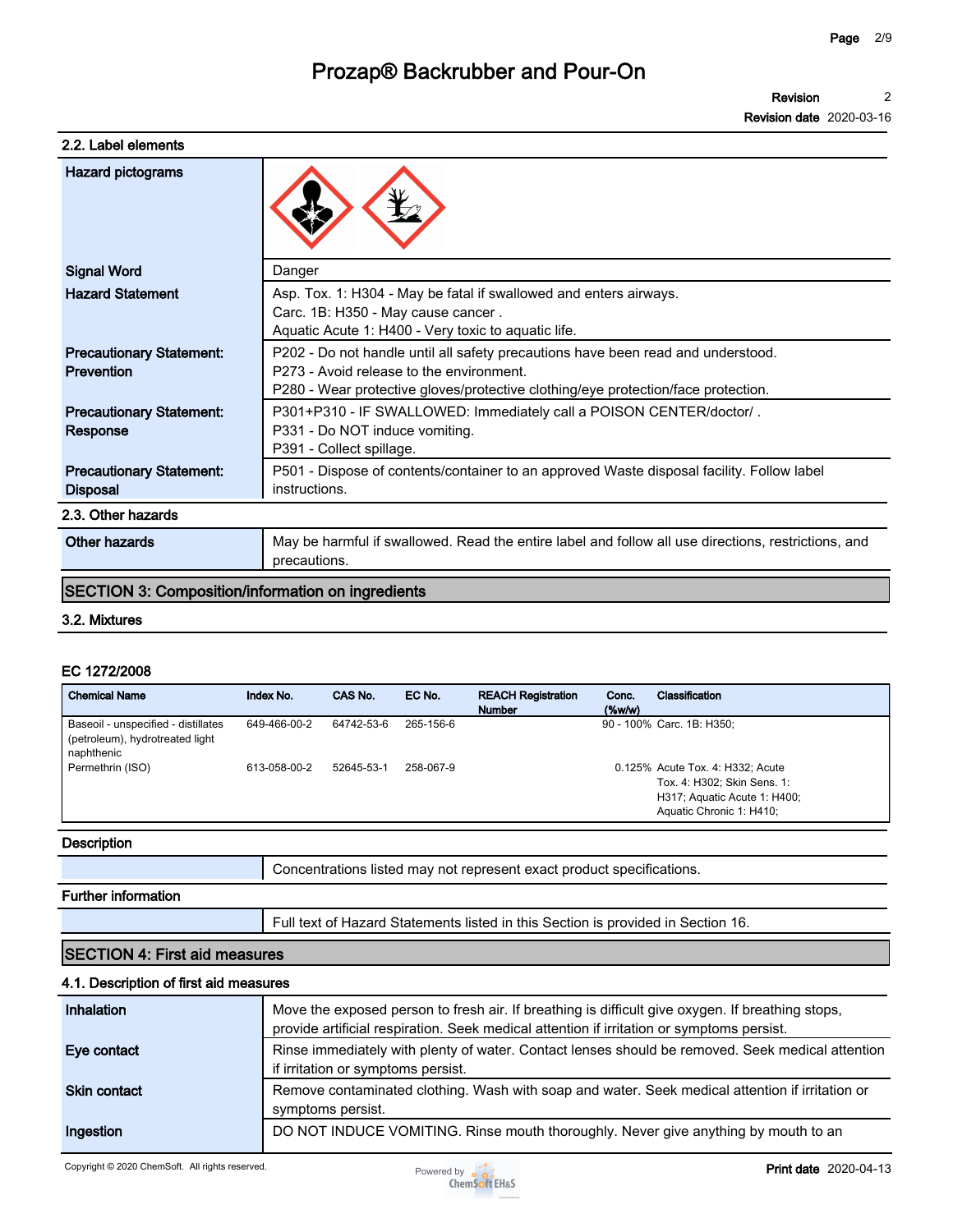## 2.2. Label elements

| | |
|---|---|
| **Hazard pictograms** | |
| **Signal Word** | Danger |
| **Hazard Statement** | Asp. Tox. 1: H304 - May be fatal if swallowed and enters airways.<br>Carc. 1B: H350 - May cause cancer .<br>Aquatic Acute 1: H400 - Very toxic to aquatic life. |
| **Precautionary Statement: Prevention** | P202 - Do not handle until all safety precautions have been read and understood.<br>P273 - Avoid release to the environment.<br>P280 - Wear protective gloves/protective clothing/eye protection/face protection. |
| **Precautionary Statement: Response** | P301+P310 - IF SWALLOWED: Immediately call a POISON CENTER/doctor/ .<br>P331 - Do NOT induce vomiting.<br>P391 - Collect spillage. |
| **Precautionary Statement: Disposal** | P501 - Dispose of contents/container to an approved Waste disposal facility. Follow label instructions. |

## 2.3. Other hazards

| | |
|---|---|
| **Other hazards** | May be harmful if swallowed. Read the entire label and follow all use directions, restrictions, and precautions. |

# SECTION 3: Composition/information on ingredients

## 3.2. Mixtures

### EC 1272/2008

| Chemical Name | Index No. | CAS No. | EC No. | REACH Registration Number | Conc. (%w/w) | Classification |
|---|---|---|---|---|---|---|
| Baseoil - unspecified - distillates (petroleum), hydrotreated light naphthenic | 649-466-00-2 | 64742-53-6 | 265-156-6 | | 90 - 100% | Carc. 1B: H350; |
| Permethrin (ISO) | 613-058-00-2 | 52645-53-1 | 258-067-9 | | 0.125% | Acute Tox. 4: H332; Acute Tox. 4: H302; Skin Sens. 1: H317; Aquatic Acute 1: H400; Aquatic Chronic 1: H410; |

**Description**

| | |
|---|---|
| | Concentrations listed may not represent exact product specifications. |

**Further information**

| | |
|---|---|
| | Full text of Hazard Statements listed in this Section is provided in Section 16. |

# SECTION 4: First aid measures

## 4.1. Description of first aid measures

| | |
|---|---|
| **Inhalation** | Move the exposed person to fresh air. If breathing is difficult give oxygen. If breathing stops, provide artificial respiration. Seek medical attention if irritation or symptoms persist. |
| **Eye contact** | Rinse immediately with plenty of water. Contact lenses should be removed. Seek medical attention if irritation or symptoms persist. |
| **Skin contact** | Remove contaminated clothing. Wash with soap and water. Seek medical attention if irritation or symptoms persist. |
| **Ingestion** | DO NOT INDUCE VOMITING. Rinse mouth thoroughly. Never give anything by mouth to an |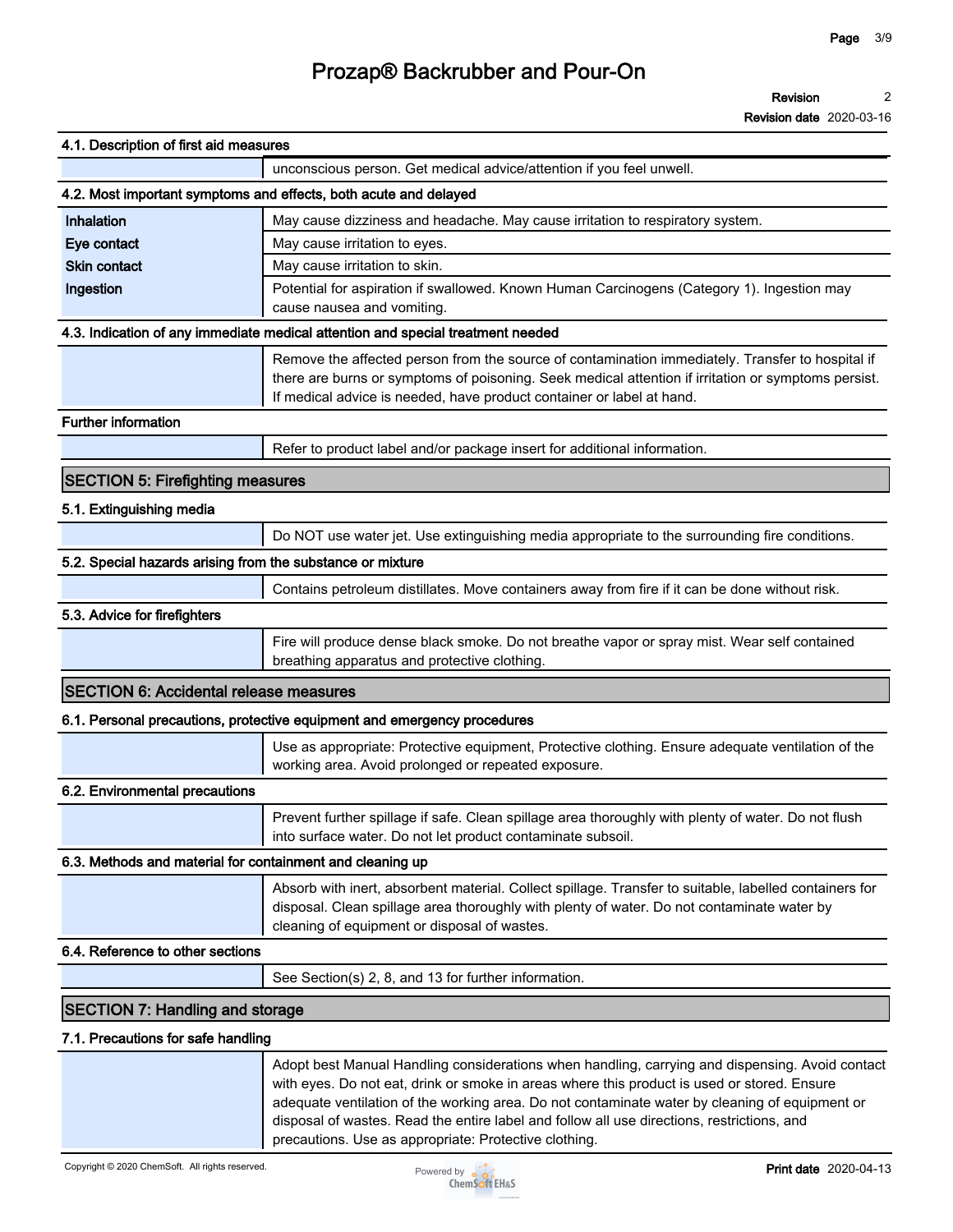#### 4.1. Description of first aid measures

| | |
|---|---|
| | unconscious person. Get medical advice/attention if you feel unwell. |

#### 4.2. Most important symptoms and effects, both acute and delayed

| | |
|---|---|
| **Inhalation** | May cause dizziness and headache. May cause irritation to respiratory system. |
| **Eye contact** | May cause irritation to eyes. |
| **Skin contact** | May cause irritation to skin. |
| **Ingestion** | Potential for aspiration if swallowed. Known Human Carcinogens (Category 1). Ingestion may cause nausea and vomiting. |

#### 4.3. Indication of any immediate medical attention and special treatment needed

| | |
|---|---|
| | Remove the affected person from the source of contamination immediately. Transfer to hospital if there are burns or symptoms of poisoning. Seek medical attention if irritation or symptoms persist. If medical advice is needed, have product container or label at hand. |

#### Further information

| | |
|---|---|
| | Refer to product label and/or package insert for additional information. |

## SECTION 5: Firefighting measures

#### 5.1. Extinguishing media

| | |
|---|---|
| | Do NOT use water jet. Use extinguishing media appropriate to the surrounding fire conditions. |

#### 5.2. Special hazards arising from the substance or mixture

| | |
|---|---|
| | Contains petroleum distillates. Move containers away from fire if it can be done without risk. |

#### 5.3. Advice for firefighters

| | |
|---|---|
| | Fire will produce dense black smoke. Do not breathe vapor or spray mist. Wear self contained breathing apparatus and protective clothing. |

## SECTION 6: Accidental release measures

#### 6.1. Personal precautions, protective equipment and emergency procedures

| | |
|---|---|
| | Use as appropriate: Protective equipment, Protective clothing. Ensure adequate ventilation of the working area. Avoid prolonged or repeated exposure. |

#### 6.2. Environmental precautions

| | |
|---|---|
| | Prevent further spillage if safe. Clean spillage area thoroughly with plenty of water. Do not flush into surface water. Do not let product contaminate subsoil. |

#### 6.3. Methods and material for containment and cleaning up

| | |
|---|---|
| | Absorb with inert, absorbent material. Collect spillage. Transfer to suitable, labelled containers for disposal. Clean spillage area thoroughly with plenty of water. Do not contaminate water by cleaning of equipment or disposal of wastes. |

#### 6.4. Reference to other sections

| | |
|---|---|
| | See Section(s) 2, 8, and 13 for further information. |

## SECTION 7: Handling and storage

#### 7.1. Precautions for safe handling

| | |
|---|---|
| | Adopt best Manual Handling considerations when handling, carrying and dispensing. Avoid contact with eyes. Do not eat, drink or smoke in areas where this product is used or stored. Ensure adequate ventilation of the working area. Do not contaminate water by cleaning of equipment or disposal of wastes. Read the entire label and follow all use directions, restrictions, and precautions. Use as appropriate: Protective clothing. |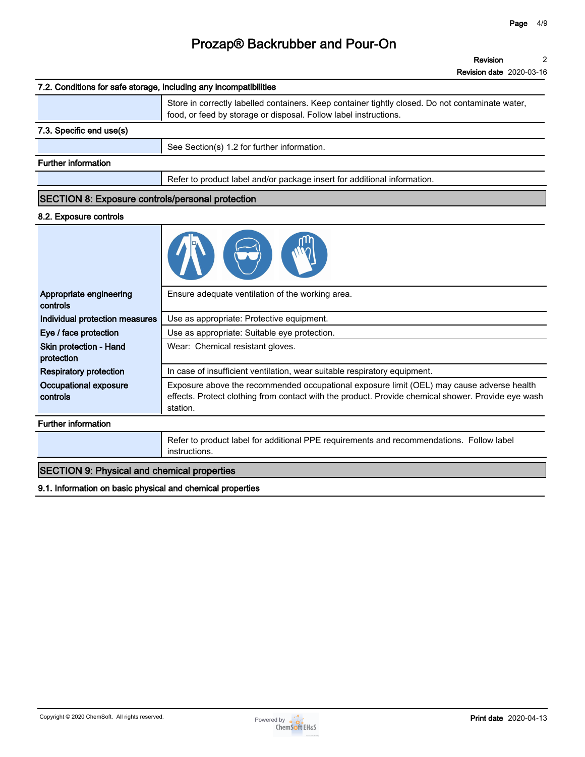### 7.2. Conditions for safe storage, including any incompatibilities

| | |
|---|---|
| | Store in correctly labelled containers. Keep container tightly closed. Do not contaminate water, food, or feed by storage or disposal. Follow label instructions. |

### 7.3. Specific end use(s)

| | |
|---|---|
| | See Section(s) 1.2 for further information. |

### Further information

| | |
|---|---|
| | Refer to product label and/or package insert for additional information. |

## SECTION 8: Exposure controls/personal protection

### 8.2. Exposure controls

| | |
|---|---|
| **Appropriate engineering controls** | Ensure adequate ventilation of the working area. |
| **Individual protection measures** | Use as appropriate: Protective equipment. |
| **Eye / face protection** | Use as appropriate: Suitable eye protection. |
| **Skin protection - Hand protection** | Wear: Chemical resistant gloves. |
| **Respiratory protection** | In case of insufficient ventilation, wear suitable respiratory equipment. |
| **Occupational exposure controls** | Exposure above the recommended occupational exposure limit (OEL) may cause adverse health effects. Protect clothing from contact with the product. Provide chemical shower. Provide eye wash station. |

### Further information

| | |
|---|---|
| | Refer to product label for additional PPE requirements and recommendations. Follow label instructions. |

## SECTION 9: Physical and chemical properties

### 9.1. Information on basic physical and chemical properties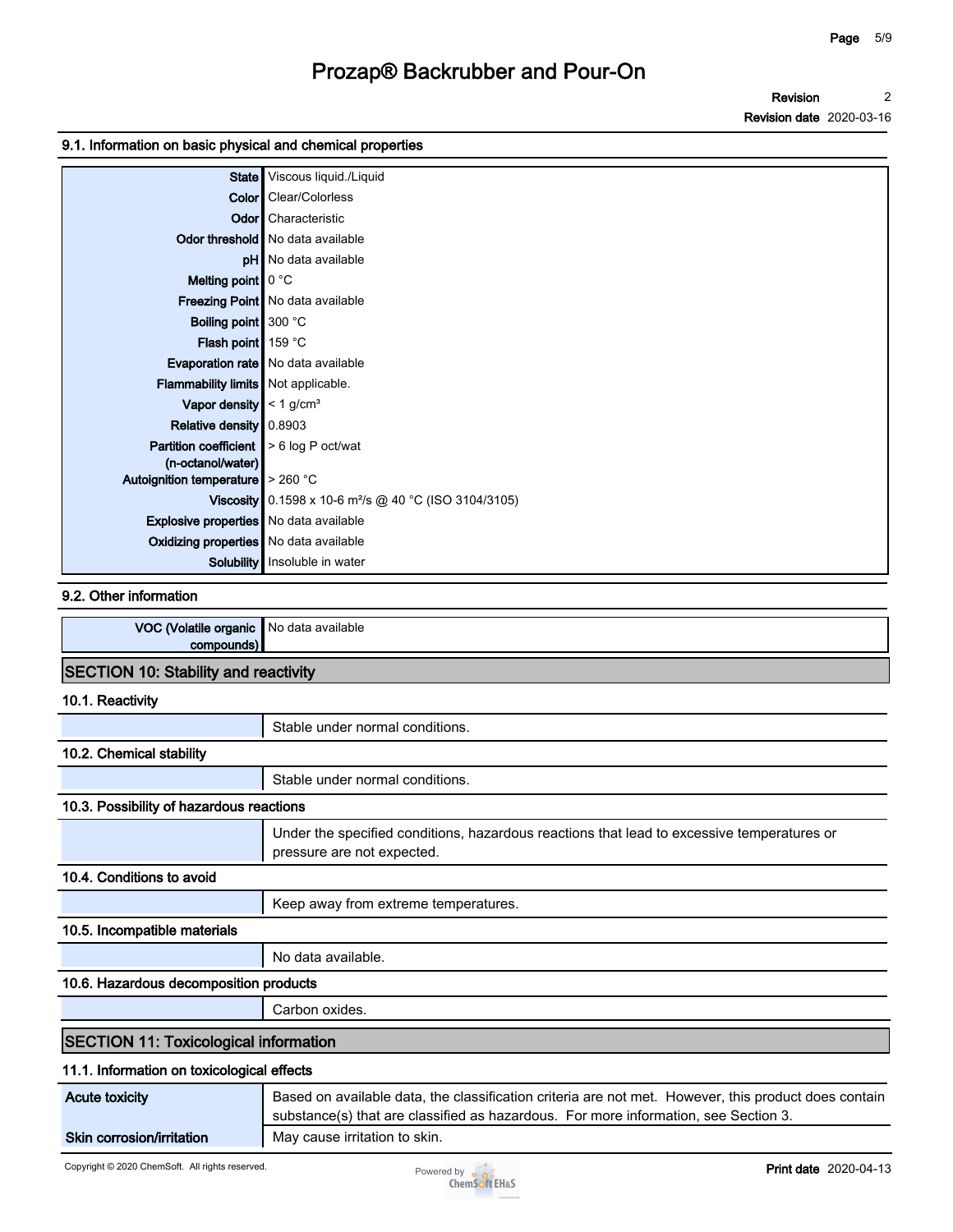## 9.1. Information on basic physical and chemical properties

| | |
|---|---|
| **State** | Viscous liquid./Liquid |
| **Color** | Clear/Colorless |
| **Odor** | Characteristic |
| **Odor threshold** | No data available |
| **pH** | No data available |
| **Melting point** | 0 °C |
| **Freezing Point** | No data available |
| **Boiling point** | 300 °C |
| **Flash point** | 159 °C |
| **Evaporation rate** | No data available |
| **Flammability limits** | Not applicable. |
| **Vapor density** | < 1 g/cm³ |
| **Relative density** | 0.8903 |
| **Partition coefficient (n-octanol/water)** | > 6 log P oct/wat |
| **Autoignition temperature** | > 260 °C |
| **Viscosity** | 0.1598 x 10-6 m²/s @ 40 °C (ISO 3104/3105) |
| **Explosive properties** | No data available |
| **Oxidizing properties** | No data available |
| **Solubility** | Insoluble in water |

## 9.2. Other information

| | |
|---|---|
| **VOC (Volatile organic compounds)** | No data available |

# SECTION 10: Stability and reactivity

## 10.1. Reactivity

Stable under normal conditions.

## 10.2. Chemical stability

Stable under normal conditions.

## 10.3. Possibility of hazardous reactions

Under the specified conditions, hazardous reactions that lead to excessive temperatures or pressure are not expected.

## 10.4. Conditions to avoid

Keep away from extreme temperatures.

## 10.5. Incompatible materials

No data available.

## 10.6. Hazardous decomposition products

Carbon oxides.

# SECTION 11: Toxicological information

## 11.1. Information on toxicological effects

| | |
|---|---|
| **Acute toxicity** | Based on available data, the classification criteria are not met. However, this product does contain substance(s) that are classified as hazardous. For more information, see Section 3. |
| **Skin corrosion/irritation** | May cause irritation to skin. |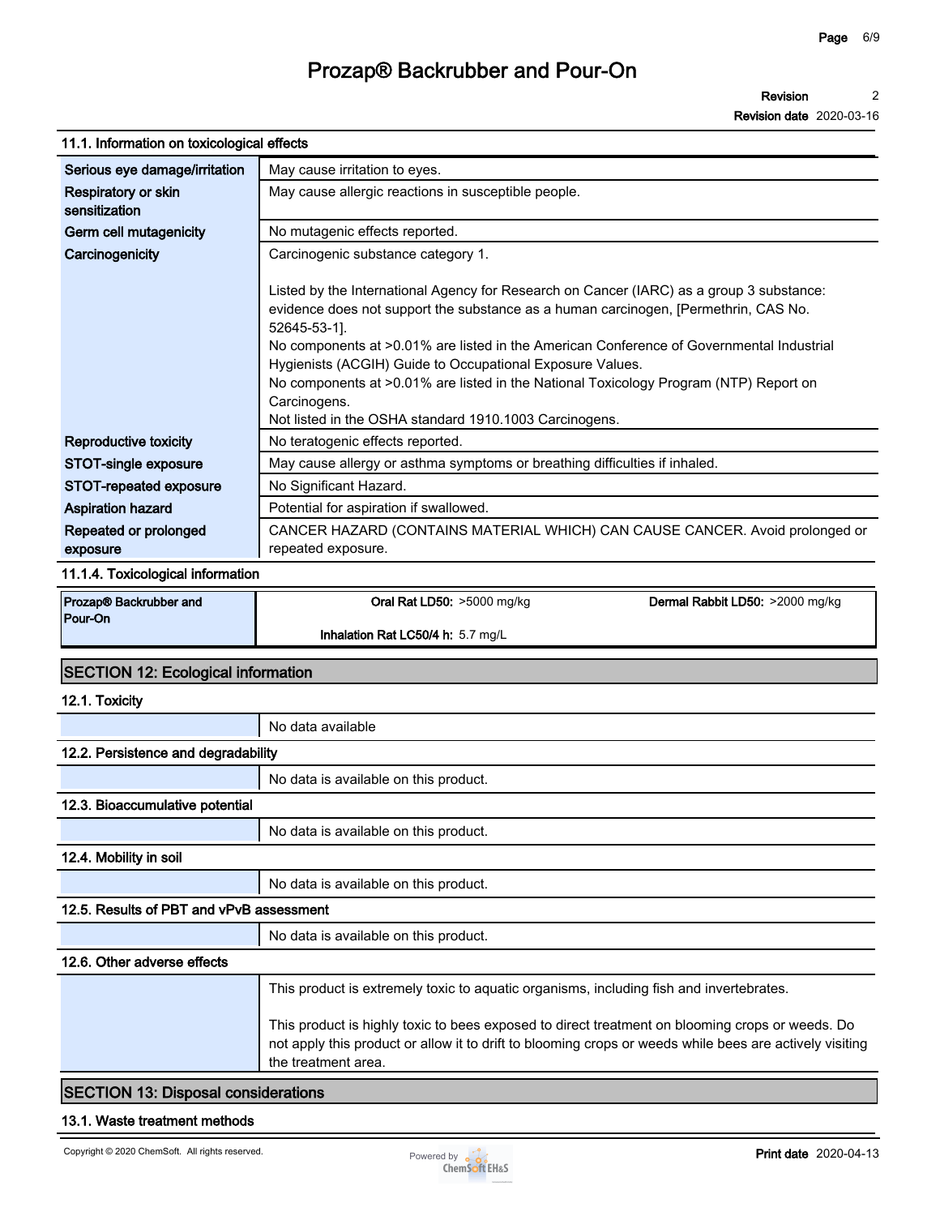### 11.1. Information on toxicological effects

| | |
|---|---|
| **Serious eye damage/irritation** | May cause irritation to eyes. |
| **Respiratory or skin sensitization** | May cause allergic reactions in susceptible people. |
| **Germ cell mutagenicity** | No mutagenic effects reported. |
| **Carcinogenicity** | Carcinogenic substance category 1.<br><br>Listed by the International Agency for Research on Cancer (IARC) as a group 3 substance: evidence does not support the substance as a human carcinogen, [Permethrin, CAS No. 52645-53-1].<br>No components at >0.01% are listed in the American Conference of Governmental Industrial Hygienists (ACGIH) Guide to Occupational Exposure Values.<br>No components at >0.01% are listed in the National Toxicology Program (NTP) Report on Carcinogens.<br>Not listed in the OSHA standard 1910.1003 Carcinogens. |
| **Reproductive toxicity** | No teratogenic effects reported. |
| **STOT-single exposure** | May cause allergy or asthma symptoms or breathing difficulties if inhaled. |
| **STOT-repeated exposure** | No Significant Hazard. |
| **Aspiration hazard** | Potential for aspiration if swallowed. |
| **Repeated or prolonged exposure** | CANCER HAZARD (CONTAINS MATERIAL WHICH) CAN CAUSE CANCER. Avoid prolonged or repeated exposure. |

### 11.1.4. Toxicological information

| | | |
|---|---|---|
| **Prozap® Backrubber and Pour-On** | **Oral Rat LD50:** >5000 mg/kg | **Dermal Rabbit LD50:** >2000 mg/kg |
| | **Inhalation Rat LC50/4 h:** 5.7 mg/L | |

## SECTION 12: Ecological information

### 12.1. Toxicity

No data available

### 12.2. Persistence and degradability

No data is available on this product.

### 12.3. Bioaccumulative potential

No data is available on this product.

### 12.4. Mobility in soil

No data is available on this product.

### 12.5. Results of PBT and vPvB assessment

No data is available on this product.

### 12.6. Other adverse effects

This product is extremely toxic to aquatic organisms, including fish and invertebrates.

This product is highly toxic to bees exposed to direct treatment on blooming crops or weeds. Do not apply this product or allow it to drift to blooming crops or weeds while bees are actively visiting the treatment area.

## SECTION 13: Disposal considerations

### 13.1. Waste treatment methods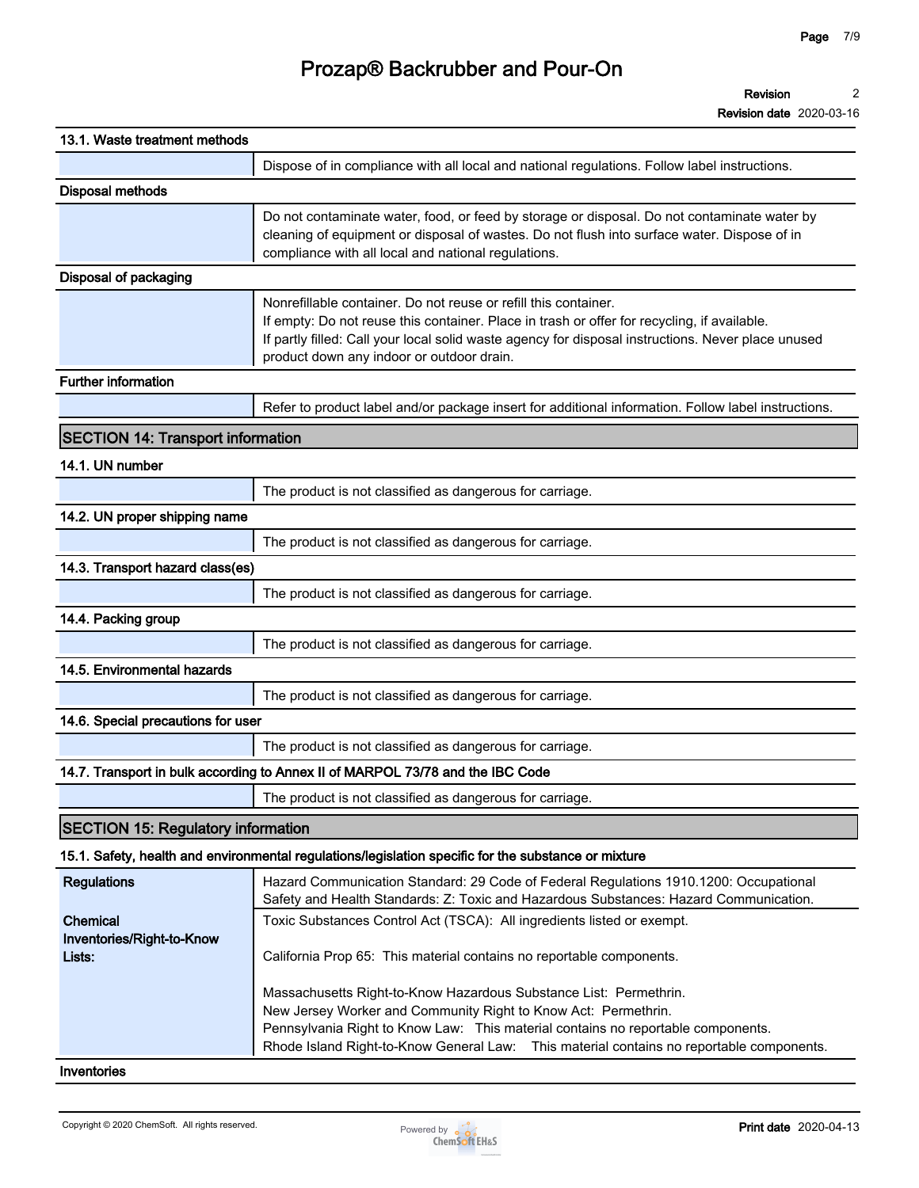### 13.1. Waste treatment methods

| | |
|---|---|
| | Dispose of in compliance with all local and national regulations. Follow label instructions. |

**Disposal methods**

| | |
|---|---|
| | Do not contaminate water, food, or feed by storage or disposal. Do not contaminate water by cleaning of equipment or disposal of wastes. Do not flush into surface water. Dispose of in compliance with all local and national regulations. |

**Disposal of packaging**

| | |
|---|---|
| | Nonrefillable container. Do not reuse or refill this container. If empty: Do not reuse this container. Place in trash or offer for recycling, if available. If partly filled: Call your local solid waste agency for disposal instructions. Never place unused product down any indoor or outdoor drain. |

**Further information**

| | |
|---|---|
| | Refer to product label and/or package insert for additional information. Follow label instructions. |

## SECTION 14: Transport information

### 14.1. UN number

| | |
|---|---|
| | The product is not classified as dangerous for carriage. |

### 14.2. UN proper shipping name

| | |
|---|---|
| | The product is not classified as dangerous for carriage. |

### 14.3. Transport hazard class(es)

| | |
|---|---|
| | The product is not classified as dangerous for carriage. |

### 14.4. Packing group

| | |
|---|---|
| | The product is not classified as dangerous for carriage. |

### 14.5. Environmental hazards

| | |
|---|---|
| | The product is not classified as dangerous for carriage. |

### 14.6. Special precautions for user

| | |
|---|---|
| | The product is not classified as dangerous for carriage. |

### 14.7. Transport in bulk according to Annex II of MARPOL 73/78 and the IBC Code

| | |
|---|---|
| | The product is not classified as dangerous for carriage. |

## SECTION 15: Regulatory information

### 15.1. Safety, health and environmental regulations/legislation specific for the substance or mixture

| | |
|---|---|
| **Regulations** | Hazard Communication Standard: 29 Code of Federal Regulations 1910.1200: Occupational Safety and Health Standards: Z: Toxic and Hazardous Substances: Hazard Communication. |
| **Chemical Inventories/Right-to-Know Lists:** | Toxic Substances Control Act (TSCA): All ingredients listed or exempt.<br><br>California Prop 65: This material contains no reportable components.<br><br>Massachusetts Right-to-Know Hazardous Substance List: Permethrin.<br>New Jersey Worker and Community Right to Know Act: Permethrin.<br>Pennsylvania Right to Know Law: This material contains no reportable components.<br>Rhode Island Right-to-Know General Law: This material contains no reportable components. |

**Inventories**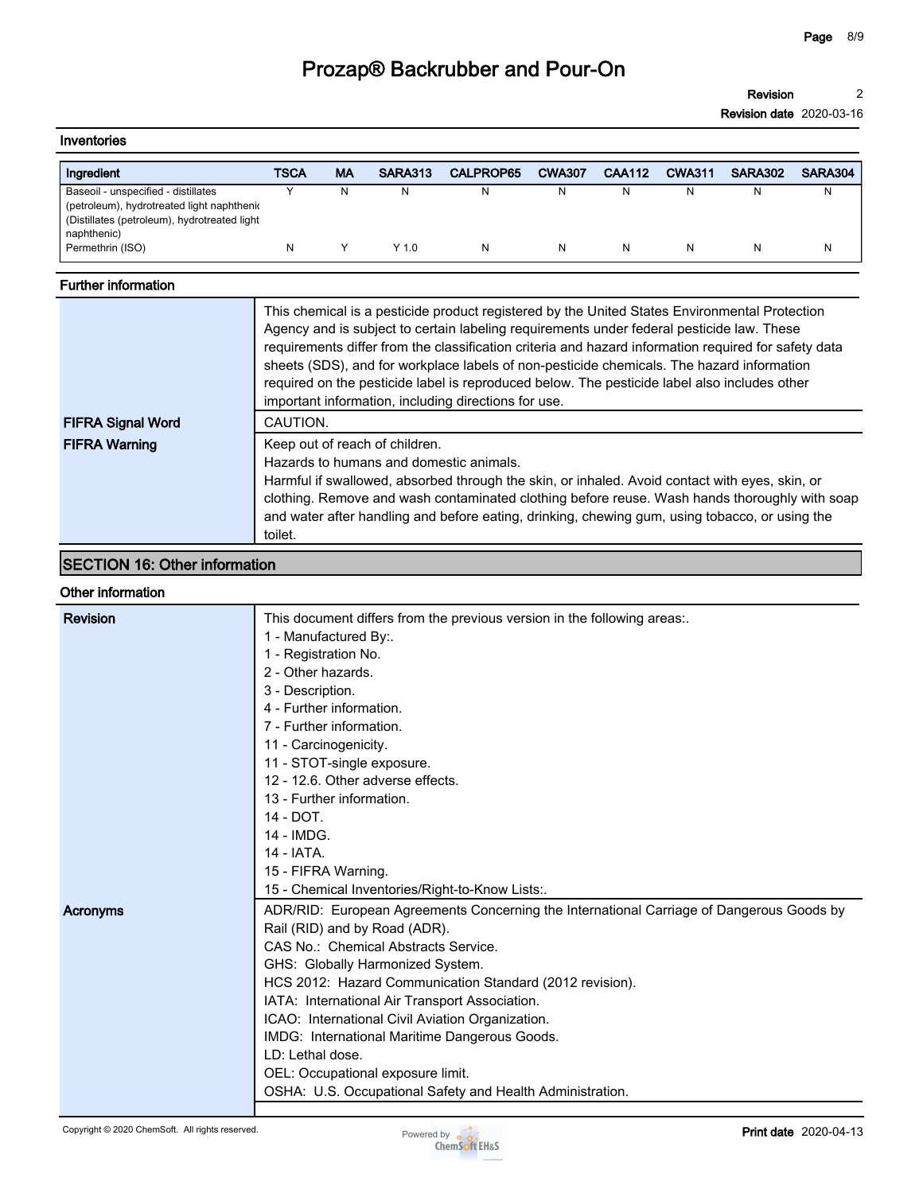### Inventories

| Ingredient | TSCA | MA | SARA313 | CALPROP65 | CWA307 | CAA112 | CWA311 | SARA302 | SARA304 |
|---|---|---|---|---|---|---|---|---|---|
| Baseoil - unspecified - distillates (petroleum), hydrotreated light naphthenic (Distillates (petroleum), hydrotreated light naphthenic) | Y | N | N | N | N | N | N | N | N |
| Permethrin (ISO) | N | Y | Y 1.0 | N | N | N | N | N | N |

### Further information

| | |
|---|---|
| | This chemical is a pesticide product registered by the United States Environmental Protection Agency and is subject to certain labeling requirements under federal pesticide law. These requirements differ from the classification criteria and hazard information required for safety data sheets (SDS), and for workplace labels of non-pesticide chemicals. The hazard information required on the pesticide label is reproduced below. The pesticide label also includes other important information, including directions for use. |
| **FIFRA Signal Word** | CAUTION. |
| **FIFRA Warning** | Keep out of reach of children.<br>Hazards to humans and domestic animals.<br>Harmful if swallowed, absorbed through the skin, or inhaled. Avoid contact with eyes, skin, or clothing. Remove and wash contaminated clothing before reuse. Wash hands thoroughly with soap and water after handling and before eating, drinking, chewing gum, using tobacco, or using the toilet. |

## SECTION 16: Other information

### Other information

| | |
|---|---|
| **Revision** | This document differs from the previous version in the following areas:.<br>1 - Manufactured By:.<br>1 - Registration No.<br>2 - Other hazards.<br>3 - Description.<br>4 - Further information.<br>7 - Further information.<br>11 - Carcinogenicity.<br>11 - STOT-single exposure.<br>12 - 12.6. Other adverse effects.<br>13 - Further information.<br>14 - DOT.<br>14 - IMDG.<br>14 - IATA.<br>15 - FIFRA Warning.<br>15 - Chemical Inventories/Right-to-Know Lists:. |
| **Acronyms** | ADR/RID: European Agreements Concerning the International Carriage of Dangerous Goods by Rail (RID) and by Road (ADR).<br>CAS No.: Chemical Abstracts Service.<br>GHS: Globally Harmonized System.<br>HCS 2012: Hazard Communication Standard (2012 revision).<br>IATA: International Air Transport Association.<br>ICAO: International Civil Aviation Organization.<br>IMDG: International Maritime Dangerous Goods.<br>LD: Lethal dose.<br>OEL: Occupational exposure limit.<br>OSHA: U.S. Occupational Safety and Health Administration. |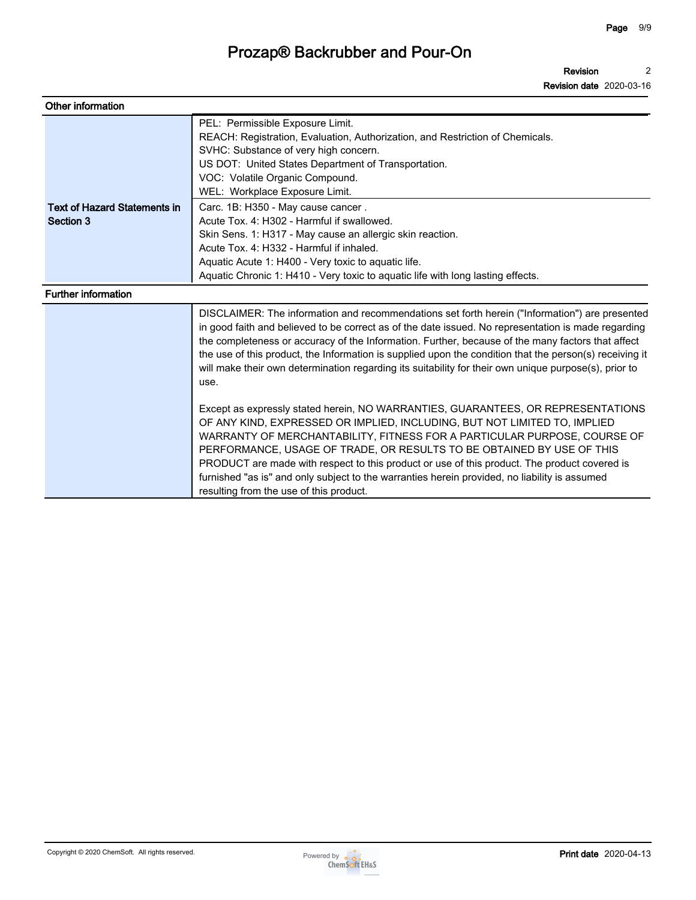## Other information

| | |
|---|---|
| | PEL: Permissible Exposure Limit.<br>REACH: Registration, Evaluation, Authorization, and Restriction of Chemicals.<br>SVHC: Substance of very high concern.<br>US DOT: United States Department of Transportation.<br>VOC: Volatile Organic Compound.<br>WEL: Workplace Exposure Limit. |
| **Text of Hazard Statements in Section 3** | Carc. 1B: H350 - May cause cancer .<br>Acute Tox. 4: H302 - Harmful if swallowed.<br>Skin Sens. 1: H317 - May cause an allergic skin reaction.<br>Acute Tox. 4: H332 - Harmful if inhaled.<br>Aquatic Acute 1: H400 - Very toxic to aquatic life.<br>Aquatic Chronic 1: H410 - Very toxic to aquatic life with long lasting effects. |

## Further information

DISCLAIMER: The information and recommendations set forth herein ("Information") are presented in good faith and believed to be correct as of the date issued. No representation is made regarding the completeness or accuracy of the Information. Further, because of the many factors that affect the use of this product, the Information is supplied upon the condition that the person(s) receiving it will make their own determination regarding its suitability for their own unique purpose(s), prior to use.

Except as expressly stated herein, NO WARRANTIES, GUARANTEES, OR REPRESENTATIONS OF ANY KIND, EXPRESSED OR IMPLIED, INCLUDING, BUT NOT LIMITED TO, IMPLIED WARRANTY OF MERCHANTABILITY, FITNESS FOR A PARTICULAR PURPOSE, COURSE OF PERFORMANCE, USAGE OF TRADE, OR RESULTS TO BE OBTAINED BY USE OF THIS PRODUCT are made with respect to this product or use of this product. The product covered is furnished "as is" and only subject to the warranties herein provided, no liability is assumed resulting from the use of this product.